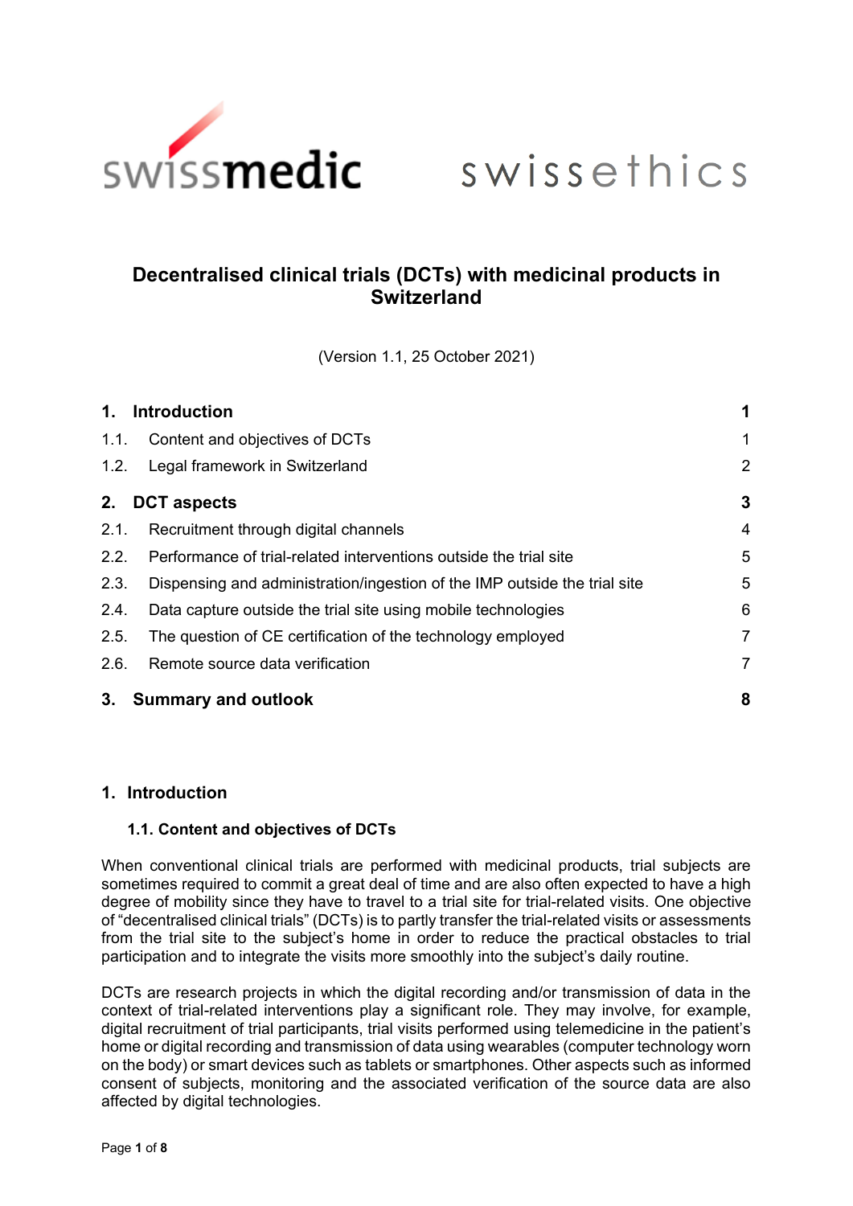swissmedic swissethics

# Decentralised clinical trials (DCTs) with medicinal products in Switzerland

(Version 1.1, 25 October 2021)

| | | |
|---|---|---|
| **1.** | **Introduction** | **1** |
| 1.1. | Content and objectives of DCTs | 1 |
| 1.2. | Legal framework in Switzerland | 2 |
| **2.** | **DCT aspects** | **3** |
| 2.1. | Recruitment through digital channels | 4 |
| 2.2. | Performance of trial-related interventions outside the trial site | 5 |
| 2.3. | Dispensing and administration/ingestion of the IMP outside the trial site | 5 |
| 2.4. | Data capture outside the trial site using mobile technologies | 6 |
| 2.5. | The question of CE certification of the technology employed | 7 |
| 2.6. | Remote source data verification | 7 |
| **3.** | **Summary and outlook** | **8** |

## 1. Introduction

### 1.1. Content and objectives of DCTs

When conventional clinical trials are performed with medicinal products, trial subjects are sometimes required to commit a great deal of time and are also often expected to have a high degree of mobility since they have to travel to a trial site for trial-related visits. One objective of "decentralised clinical trials" (DCTs) is to partly transfer the trial-related visits or assessments from the trial site to the subject's home in order to reduce the practical obstacles to trial participation and to integrate the visits more smoothly into the subject's daily routine.

DCTs are research projects in which the digital recording and/or transmission of data in the context of trial-related interventions play a significant role. They may involve, for example, digital recruitment of trial participants, trial visits performed using telemedicine in the patient's home or digital recording and transmission of data using wearables (computer technology worn on the body) or smart devices such as tablets or smartphones. Other aspects such as informed consent of subjects, monitoring and the associated verification of the source data are also affected by digital technologies.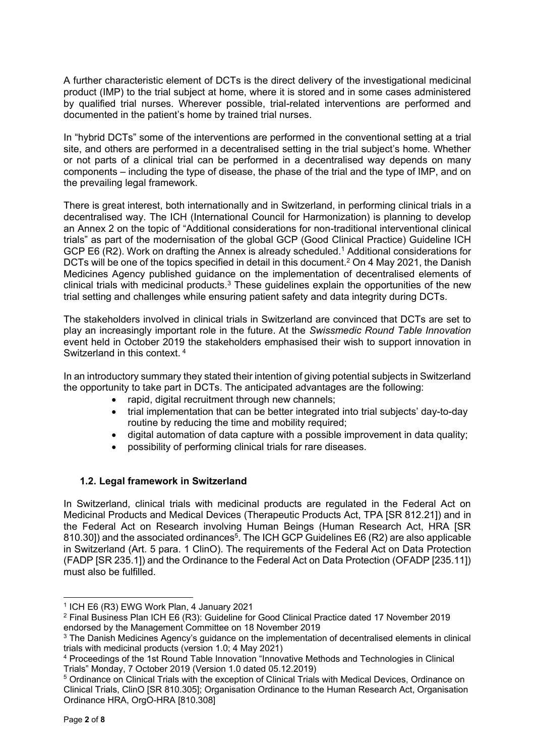A further characteristic element of DCTs is the direct delivery of the investigational medicinal product (IMP) to the trial subject at home, where it is stored and in some cases administered by qualified trial nurses. Wherever possible, trial-related interventions are performed and documented in the patient's home by trained trial nurses.

In "hybrid DCTs" some of the interventions are performed in the conventional setting at a trial site, and others are performed in a decentralised setting in the trial subject's home. Whether or not parts of a clinical trial can be performed in a decentralised way depends on many components – including the type of disease, the phase of the trial and the type of IMP, and on the prevailing legal framework.

There is great interest, both internationally and in Switzerland, in performing clinical trials in a decentralised way. The ICH (International Council for Harmonization) is planning to develop an Annex 2 on the topic of "Additional considerations for non-traditional interventional clinical trials" as part of the modernisation of the global GCP (Good Clinical Practice) Guideline ICH GCP E6 (R2). Work on drafting the Annex is already scheduled.[1] Additional considerations for DCTs will be one of the topics specified in detail in this document.[2] On 4 May 2021, the Danish Medicines Agency published guidance on the implementation of decentralised elements of clinical trials with medicinal products.[3] These guidelines explain the opportunities of the new trial setting and challenges while ensuring patient safety and data integrity during DCTs.

The stakeholders involved in clinical trials in Switzerland are convinced that DCTs are set to play an increasingly important role in the future. At the *Swissmedic Round Table Innovation* event held in October 2019 the stakeholders emphasised their wish to support innovation in Switzerland in this context.[4]

In an introductory summary they stated their intention of giving potential subjects in Switzerland the opportunity to take part in DCTs. The anticipated advantages are the following:

- rapid, digital recruitment through new channels;
- trial implementation that can be better integrated into trial subjects' day-to-day routine by reducing the time and mobility required;
- digital automation of data capture with a possible improvement in data quality;
- possibility of performing clinical trials for rare diseases.

## 1.2. Legal framework in Switzerland

In Switzerland, clinical trials with medicinal products are regulated in the Federal Act on Medicinal Products and Medical Devices (Therapeutic Products Act, TPA [SR 812.21]) and in the Federal Act on Research involving Human Beings (Human Research Act, HRA [SR 810.30]) and the associated ordinances[5]. The ICH GCP Guidelines E6 (R2) are also applicable in Switzerland (Art. 5 para. 1 ClinO). The requirements of the Federal Act on Data Protection (FADP [SR 235.1]) and the Ordinance to the Federal Act on Data Protection (OFADP [235.11]) must also be fulfilled.

---

[1] ICH E6 (R3) EWG Work Plan, 4 January 2021

[2] Final Business Plan ICH E6 (R3): Guideline for Good Clinical Practice dated 17 November 2019 endorsed by the Management Committee on 18 November 2019

[3] The Danish Medicines Agency's guidance on the implementation of decentralised elements in clinical trials with medicinal products (version 1.0; 4 May 2021)

[4] Proceedings of the 1st Round Table Innovation "Innovative Methods and Technologies in Clinical Trials" Monday, 7 October 2019 (Version 1.0 dated 05.12.2019)

[5] Ordinance on Clinical Trials with the exception of Clinical Trials with Medical Devices, Ordinance on Clinical Trials, ClinO [SR 810.305]; Organisation Ordinance to the Human Research Act, Organisation Ordinance HRA, OrgO-HRA [810.308]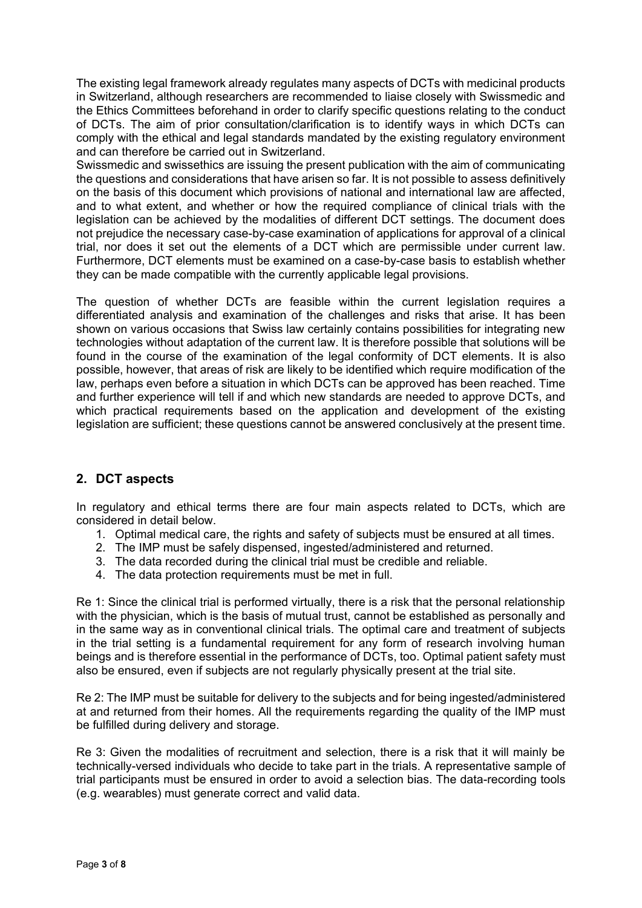The existing legal framework already regulates many aspects of DCTs with medicinal products in Switzerland, although researchers are recommended to liaise closely with Swissmedic and the Ethics Committees beforehand in order to clarify specific questions relating to the conduct of DCTs. The aim of prior consultation/clarification is to identify ways in which DCTs can comply with the ethical and legal standards mandated by the existing regulatory environment and can therefore be carried out in Switzerland.
Swissmedic and swissethics are issuing the present publication with the aim of communicating the questions and considerations that have arisen so far. It is not possible to assess definitively on the basis of this document which provisions of national and international law are affected, and to what extent, and whether or how the required compliance of clinical trials with the legislation can be achieved by the modalities of different DCT settings. The document does not prejudice the necessary case-by-case examination of applications for approval of a clinical trial, nor does it set out the elements of a DCT which are permissible under current law. Furthermore, DCT elements must be examined on a case-by-case basis to establish whether they can be made compatible with the currently applicable legal provisions.

The question of whether DCTs are feasible within the current legislation requires a differentiated analysis and examination of the challenges and risks that arise. It has been shown on various occasions that Swiss law certainly contains possibilities for integrating new technologies without adaptation of the current law. It is therefore possible that solutions will be found in the course of the examination of the legal conformity of DCT elements. It is also possible, however, that areas of risk are likely to be identified which require modification of the law, perhaps even before a situation in which DCTs can be approved has been reached. Time and further experience will tell if and which new standards are needed to approve DCTs, and which practical requirements based on the application and development of the existing legislation are sufficient; these questions cannot be answered conclusively at the present time.

## 2. DCT aspects

In regulatory and ethical terms there are four main aspects related to DCTs, which are considered in detail below.

1. Optimal medical care, the rights and safety of subjects must be ensured at all times.
2. The IMP must be safely dispensed, ingested/administered and returned.
3. The data recorded during the clinical trial must be credible and reliable.
4. The data protection requirements must be met in full.

Re 1: Since the clinical trial is performed virtually, there is a risk that the personal relationship with the physician, which is the basis of mutual trust, cannot be established as personally and in the same way as in conventional clinical trials. The optimal care and treatment of subjects in the trial setting is a fundamental requirement for any form of research involving human beings and is therefore essential in the performance of DCTs, too. Optimal patient safety must also be ensured, even if subjects are not regularly physically present at the trial site.

Re 2: The IMP must be suitable for delivery to the subjects and for being ingested/administered at and returned from their homes. All the requirements regarding the quality of the IMP must be fulfilled during delivery and storage.

Re 3: Given the modalities of recruitment and selection, there is a risk that it will mainly be technically-versed individuals who decide to take part in the trials. A representative sample of trial participants must be ensured in order to avoid a selection bias. The data-recording tools (e.g. wearables) must generate correct and valid data.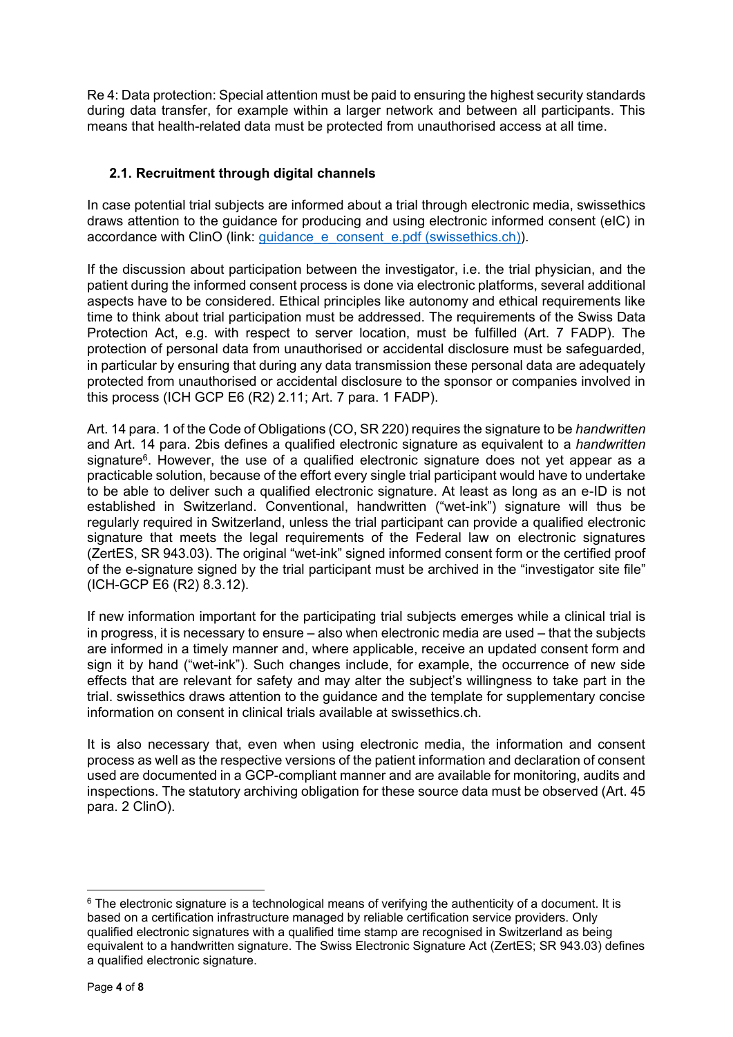Re 4: Data protection: Special attention must be paid to ensuring the highest security standards during data transfer, for example within a larger network and between all participants. This means that health-related data must be protected from unauthorised access at all time.

### 2.1. Recruitment through digital channels

In case potential trial subjects are informed about a trial through electronic media, swissethics draws attention to the guidance for producing and using electronic informed consent (eIC) in accordance with ClinO (link: [guidance_e_consent_e.pdf (swissethics.ch)](guidance_e_consent_e.pdf (swissethics.ch))).

If the discussion about participation between the investigator, i.e. the trial physician, and the patient during the informed consent process is done via electronic platforms, several additional aspects have to be considered. Ethical principles like autonomy and ethical requirements like time to think about trial participation must be addressed. The requirements of the Swiss Data Protection Act, e.g. with respect to server location, must be fulfilled (Art. 7 FADP). The protection of personal data from unauthorised or accidental disclosure must be safeguarded, in particular by ensuring that during any data transmission these personal data are adequately protected from unauthorised or accidental disclosure to the sponsor or companies involved in this process (ICH GCP E6 (R2) 2.11; Art. 7 para. 1 FADP).

Art. 14 para. 1 of the Code of Obligations (CO, SR 220) requires the signature to be *handwritten* and Art. 14 para. 2bis defines a qualified electronic signature as equivalent to a *handwritten* signature[6]. However, the use of a qualified electronic signature does not yet appear as a practicable solution, because of the effort every single trial participant would have to undertake to be able to deliver such a qualified electronic signature. At least as long as an e-ID is not established in Switzerland. Conventional, handwritten ("wet-ink") signature will thus be regularly required in Switzerland, unless the trial participant can provide a qualified electronic signature that meets the legal requirements of the Federal law on electronic signatures (ZertES, SR 943.03). The original "wet-ink" signed informed consent form or the certified proof of the e-signature signed by the trial participant must be archived in the "investigator site file" (ICH-GCP E6 (R2) 8.3.12).

If new information important for the participating trial subjects emerges while a clinical trial is in progress, it is necessary to ensure – also when electronic media are used – that the subjects are informed in a timely manner and, where applicable, receive an updated consent form and sign it by hand ("wet-ink"). Such changes include, for example, the occurrence of new side effects that are relevant for safety and may alter the subject's willingness to take part in the trial. swissethics draws attention to the guidance and the template for supplementary concise information on consent in clinical trials available at swissethics.ch.

It is also necessary that, even when using electronic media, the information and consent process as well as the respective versions of the patient information and declaration of consent used are documented in a GCP-compliant manner and are available for monitoring, audits and inspections. The statutory archiving obligation for these source data must be observed (Art. 45 para. 2 ClinO).

---

[6] The electronic signature is a technological means of verifying the authenticity of a document. It is based on a certification infrastructure managed by reliable certification service providers. Only qualified electronic signatures with a qualified time stamp are recognised in Switzerland as being equivalent to a handwritten signature. The Swiss Electronic Signature Act (ZertES; SR 943.03) defines a qualified electronic signature.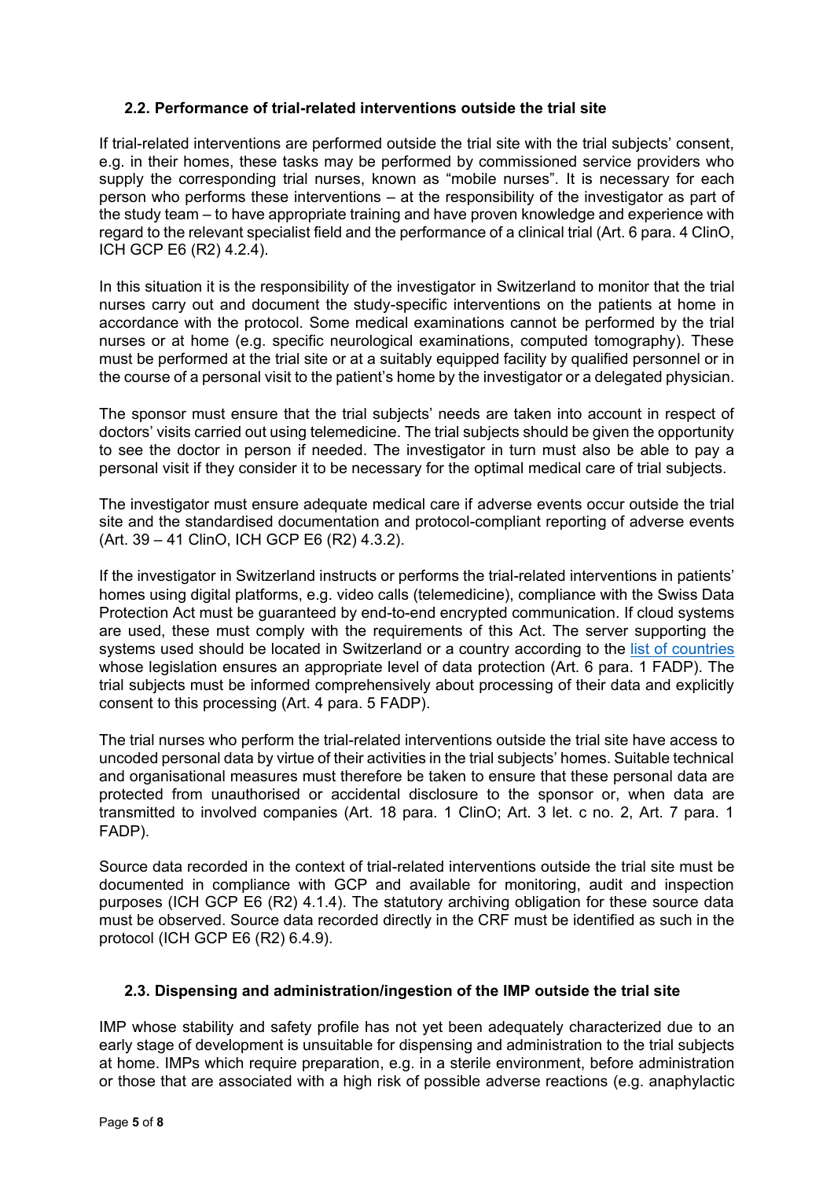### 2.2. Performance of trial-related interventions outside the trial site

If trial-related interventions are performed outside the trial site with the trial subjects' consent, e.g. in their homes, these tasks may be performed by commissioned service providers who supply the corresponding trial nurses, known as "mobile nurses". It is necessary for each person who performs these interventions – at the responsibility of the investigator as part of the study team – to have appropriate training and have proven knowledge and experience with regard to the relevant specialist field and the performance of a clinical trial (Art. 6 para. 4 ClinO, ICH GCP E6 (R2) 4.2.4).

In this situation it is the responsibility of the investigator in Switzerland to monitor that the trial nurses carry out and document the study-specific interventions on the patients at home in accordance with the protocol. Some medical examinations cannot be performed by the trial nurses or at home (e.g. specific neurological examinations, computed tomography). These must be performed at the trial site or at a suitably equipped facility by qualified personnel or in the course of a personal visit to the patient's home by the investigator or a delegated physician.

The sponsor must ensure that the trial subjects' needs are taken into account in respect of doctors' visits carried out using telemedicine. The trial subjects should be given the opportunity to see the doctor in person if needed. The investigator in turn must also be able to pay a personal visit if they consider it to be necessary for the optimal medical care of trial subjects.

The investigator must ensure adequate medical care if adverse events occur outside the trial site and the standardised documentation and protocol-compliant reporting of adverse events (Art. 39 – 41 ClinO, ICH GCP E6 (R2) 4.3.2).

If the investigator in Switzerland instructs or performs the trial-related interventions in patients' homes using digital platforms, e.g. video calls (telemedicine), compliance with the Swiss Data Protection Act must be guaranteed by end-to-end encrypted communication. If cloud systems are used, these must comply with the requirements of this Act. The server supporting the systems used should be located in Switzerland or a country according to the list of countries whose legislation ensures an appropriate level of data protection (Art. 6 para. 1 FADP). The trial subjects must be informed comprehensively about processing of their data and explicitly consent to this processing (Art. 4 para. 5 FADP).

The trial nurses who perform the trial-related interventions outside the trial site have access to uncoded personal data by virtue of their activities in the trial subjects' homes. Suitable technical and organisational measures must therefore be taken to ensure that these personal data are protected from unauthorised or accidental disclosure to the sponsor or, when data are transmitted to involved companies (Art. 18 para. 1 ClinO; Art. 3 let. c no. 2, Art. 7 para. 1 FADP).

Source data recorded in the context of trial-related interventions outside the trial site must be documented in compliance with GCP and available for monitoring, audit and inspection purposes (ICH GCP E6 (R2) 4.1.4). The statutory archiving obligation for these source data must be observed. Source data recorded directly in the CRF must be identified as such in the protocol (ICH GCP E6 (R2) 6.4.9).

### 2.3. Dispensing and administration/ingestion of the IMP outside the trial site

IMP whose stability and safety profile has not yet been adequately characterized due to an early stage of development is unsuitable for dispensing and administration to the trial subjects at home. IMPs which require preparation, e.g. in a sterile environment, before administration or those that are associated with a high risk of possible adverse reactions (e.g. anaphylactic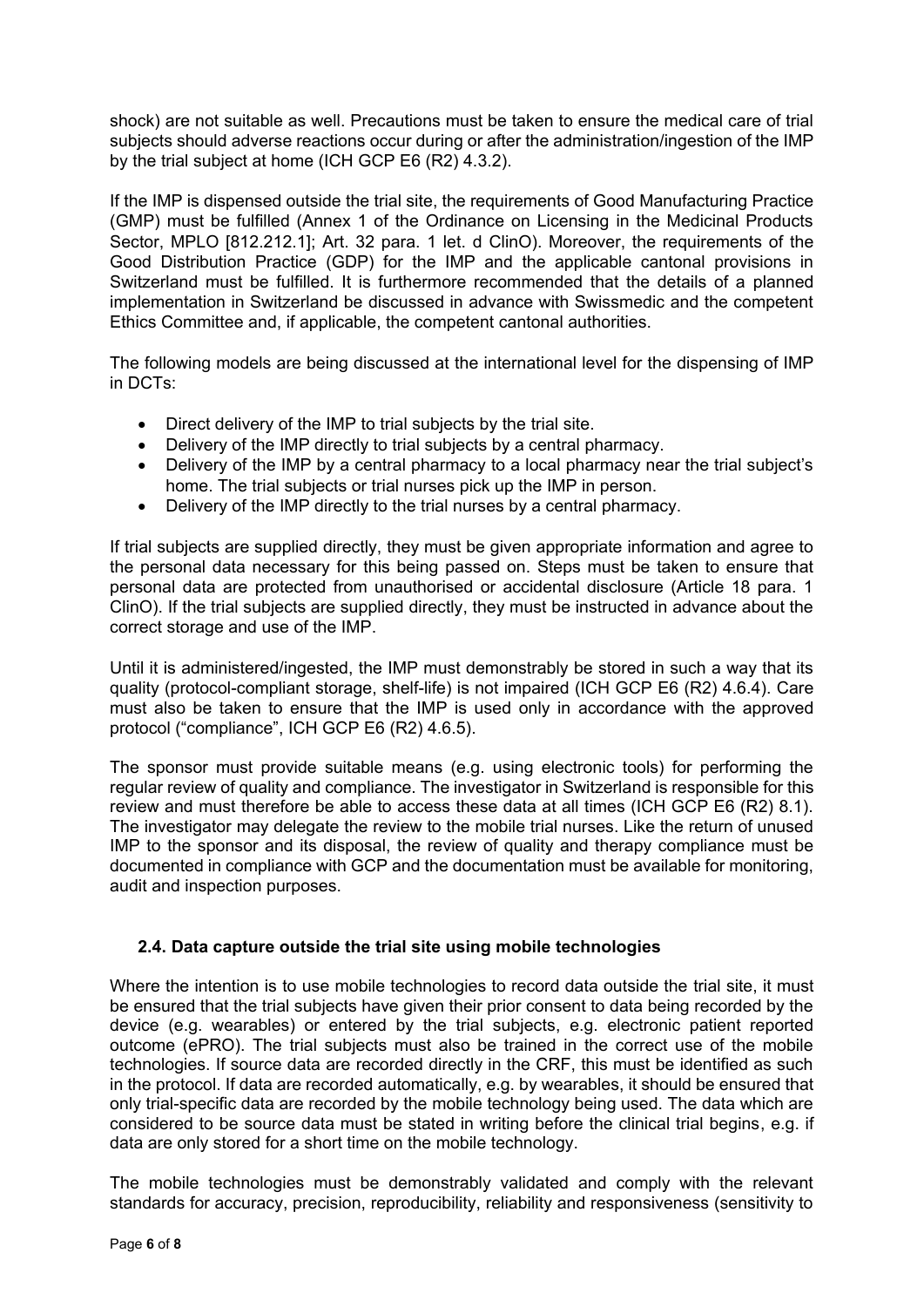shock) are not suitable as well. Precautions must be taken to ensure the medical care of trial subjects should adverse reactions occur during or after the administration/ingestion of the IMP by the trial subject at home (ICH GCP E6 (R2) 4.3.2).

If the IMP is dispensed outside the trial site, the requirements of Good Manufacturing Practice (GMP) must be fulfilled (Annex 1 of the Ordinance on Licensing in the Medicinal Products Sector, MPLO [812.212.1]; Art. 32 para. 1 let. d ClinO). Moreover, the requirements of the Good Distribution Practice (GDP) for the IMP and the applicable cantonal provisions in Switzerland must be fulfilled. It is furthermore recommended that the details of a planned implementation in Switzerland be discussed in advance with Swissmedic and the competent Ethics Committee and, if applicable, the competent cantonal authorities.

The following models are being discussed at the international level for the dispensing of IMP in DCTs:

- Direct delivery of the IMP to trial subjects by the trial site.
- Delivery of the IMP directly to trial subjects by a central pharmacy.
- Delivery of the IMP by a central pharmacy to a local pharmacy near the trial subject's home. The trial subjects or trial nurses pick up the IMP in person.
- Delivery of the IMP directly to the trial nurses by a central pharmacy.

If trial subjects are supplied directly, they must be given appropriate information and agree to the personal data necessary for this being passed on. Steps must be taken to ensure that personal data are protected from unauthorised or accidental disclosure (Article 18 para. 1 ClinO). If the trial subjects are supplied directly, they must be instructed in advance about the correct storage and use of the IMP.

Until it is administered/ingested, the IMP must demonstrably be stored in such a way that its quality (protocol-compliant storage, shelf-life) is not impaired (ICH GCP E6 (R2) 4.6.4). Care must also be taken to ensure that the IMP is used only in accordance with the approved protocol ("compliance", ICH GCP E6 (R2) 4.6.5).

The sponsor must provide suitable means (e.g. using electronic tools) for performing the regular review of quality and compliance. The investigator in Switzerland is responsible for this review and must therefore be able to access these data at all times (ICH GCP E6 (R2) 8.1). The investigator may delegate the review to the mobile trial nurses. Like the return of unused IMP to the sponsor and its disposal, the review of quality and therapy compliance must be documented in compliance with GCP and the documentation must be available for monitoring, audit and inspection purposes.

### 2.4. Data capture outside the trial site using mobile technologies

Where the intention is to use mobile technologies to record data outside the trial site, it must be ensured that the trial subjects have given their prior consent to data being recorded by the device (e.g. wearables) or entered by the trial subjects, e.g. electronic patient reported outcome (ePRO). The trial subjects must also be trained in the correct use of the mobile technologies. If source data are recorded directly in the CRF, this must be identified as such in the protocol. If data are recorded automatically, e.g. by wearables, it should be ensured that only trial-specific data are recorded by the mobile technology being used. The data which are considered to be source data must be stated in writing before the clinical trial begins, e.g. if data are only stored for a short time on the mobile technology.

The mobile technologies must be demonstrably validated and comply with the relevant standards for accuracy, precision, reproducibility, reliability and responsiveness (sensitivity to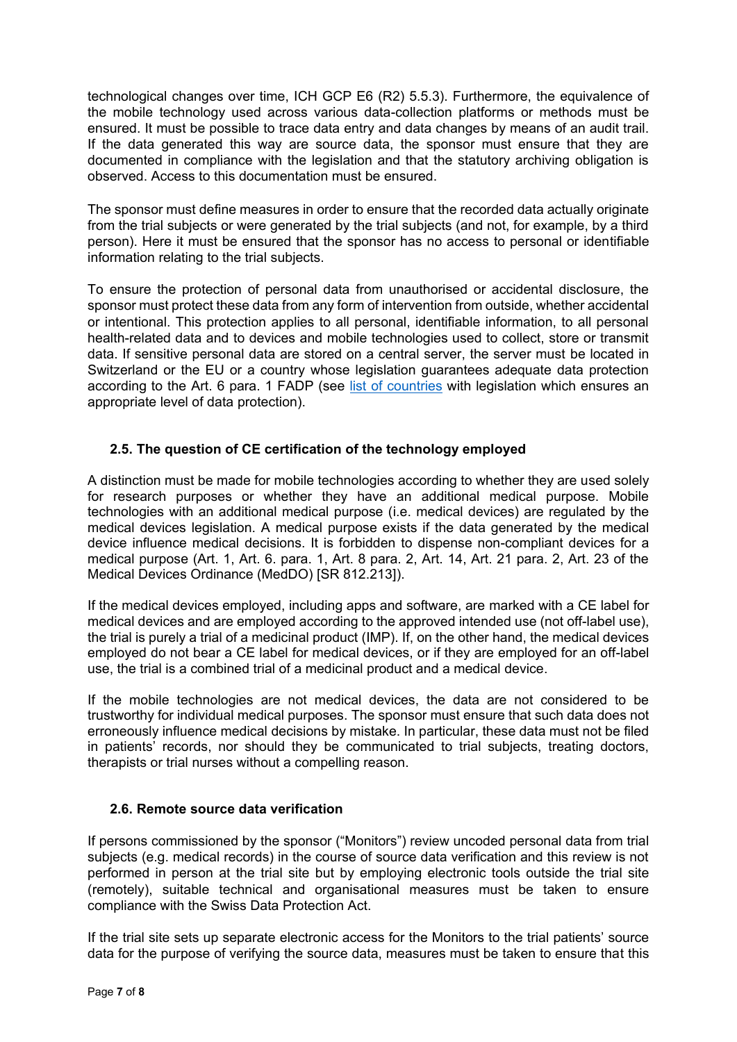technological changes over time, ICH GCP E6 (R2) 5.5.3). Furthermore, the equivalence of the mobile technology used across various data-collection platforms or methods must be ensured. It must be possible to trace data entry and data changes by means of an audit trail. If the data generated this way are source data, the sponsor must ensure that they are documented in compliance with the legislation and that the statutory archiving obligation is observed. Access to this documentation must be ensured.

The sponsor must define measures in order to ensure that the recorded data actually originate from the trial subjects or were generated by the trial subjects (and not, for example, by a third person). Here it must be ensured that the sponsor has no access to personal or identifiable information relating to the trial subjects.

To ensure the protection of personal data from unauthorised or accidental disclosure, the sponsor must protect these data from any form of intervention from outside, whether accidental or intentional. This protection applies to all personal, identifiable information, to all personal health-related data and to devices and mobile technologies used to collect, store or transmit data. If sensitive personal data are stored on a central server, the server must be located in Switzerland or the EU or a country whose legislation guarantees adequate data protection according to the Art. 6 para. 1 FADP (see list of countries with legislation which ensures an appropriate level of data protection).

### 2.5. The question of CE certification of the technology employed

A distinction must be made for mobile technologies according to whether they are used solely for research purposes or whether they have an additional medical purpose. Mobile technologies with an additional medical purpose (i.e. medical devices) are regulated by the medical devices legislation. A medical purpose exists if the data generated by the medical device influence medical decisions. It is forbidden to dispense non-compliant devices for a medical purpose (Art. 1, Art. 6. para. 1, Art. 8 para. 2, Art. 14, Art. 21 para. 2, Art. 23 of the Medical Devices Ordinance (MedDO) [SR 812.213]).

If the medical devices employed, including apps and software, are marked with a CE label for medical devices and are employed according to the approved intended use (not off-label use), the trial is purely a trial of a medicinal product (IMP). If, on the other hand, the medical devices employed do not bear a CE label for medical devices, or if they are employed for an off-label use, the trial is a combined trial of a medicinal product and a medical device.

If the mobile technologies are not medical devices, the data are not considered to be trustworthy for individual medical purposes. The sponsor must ensure that such data does not erroneously influence medical decisions by mistake. In particular, these data must not be filed in patients' records, nor should they be communicated to trial subjects, treating doctors, therapists or trial nurses without a compelling reason.

### 2.6. Remote source data verification

If persons commissioned by the sponsor ("Monitors") review uncoded personal data from trial subjects (e.g. medical records) in the course of source data verification and this review is not performed in person at the trial site but by employing electronic tools outside the trial site (remotely), suitable technical and organisational measures must be taken to ensure compliance with the Swiss Data Protection Act.

If the trial site sets up separate electronic access for the Monitors to the trial patients' source data for the purpose of verifying the source data, measures must be taken to ensure that this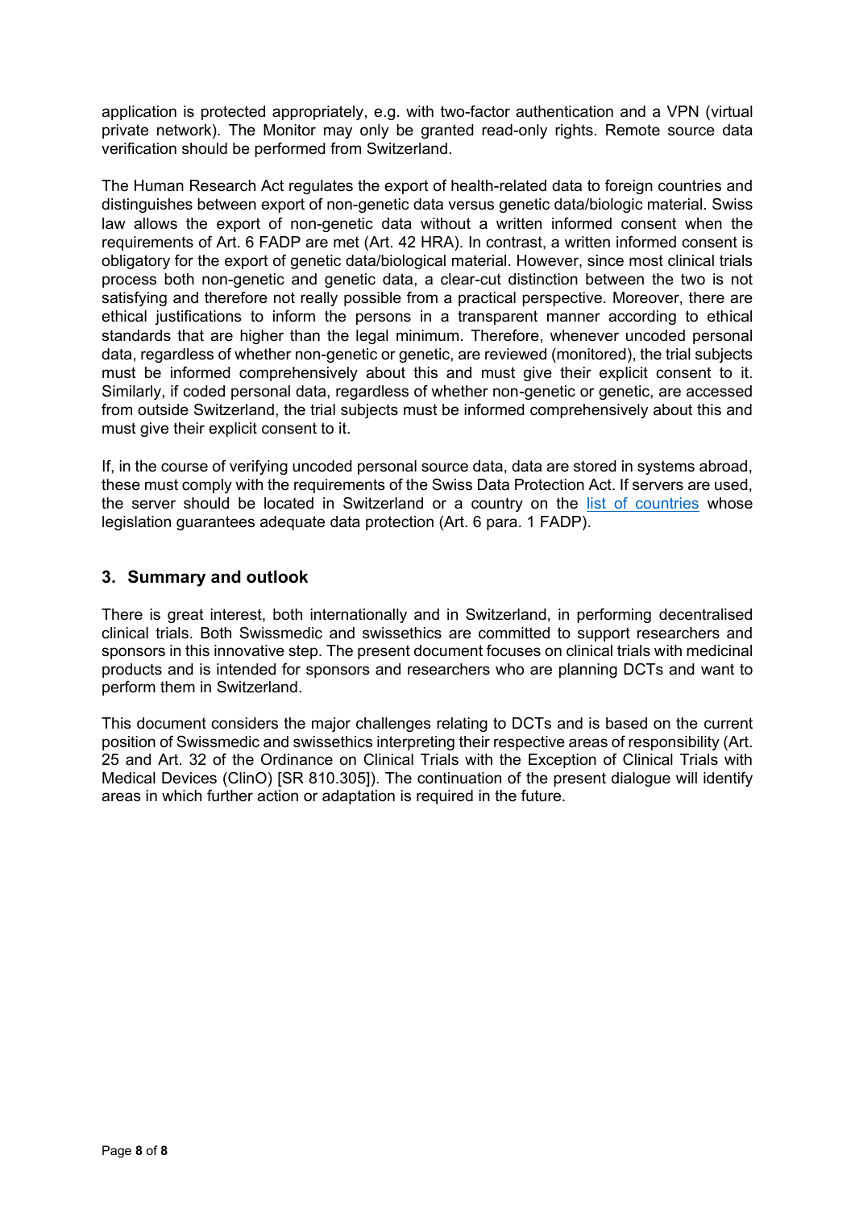application is protected appropriately, e.g. with two-factor authentication and a VPN (virtual private network). The Monitor may only be granted read-only rights. Remote source data verification should be performed from Switzerland.

The Human Research Act regulates the export of health-related data to foreign countries and distinguishes between export of non-genetic data versus genetic data/biologic material. Swiss law allows the export of non-genetic data without a written informed consent when the requirements of Art. 6 FADP are met (Art. 42 HRA). In contrast, a written informed consent is obligatory for the export of genetic data/biological material. However, since most clinical trials process both non-genetic and genetic data, a clear-cut distinction between the two is not satisfying and therefore not really possible from a practical perspective. Moreover, there are ethical justifications to inform the persons in a transparent manner according to ethical standards that are higher than the legal minimum. Therefore, whenever uncoded personal data, regardless of whether non-genetic or genetic, are reviewed (monitored), the trial subjects must be informed comprehensively about this and must give their explicit consent to it. Similarly, if coded personal data, regardless of whether non-genetic or genetic, are accessed from outside Switzerland, the trial subjects must be informed comprehensively about this and must give their explicit consent to it.

If, in the course of verifying uncoded personal source data, data are stored in systems abroad, these must comply with the requirements of the Swiss Data Protection Act. If servers are used, the server should be located in Switzerland or a country on the list of countries whose legislation guarantees adequate data protection (Art. 6 para. 1 FADP).

## 3. Summary and outlook

There is great interest, both internationally and in Switzerland, in performing decentralised clinical trials. Both Swissmedic and swissethics are committed to support researchers and sponsors in this innovative step. The present document focuses on clinical trials with medicinal products and is intended for sponsors and researchers who are planning DCTs and want to perform them in Switzerland.

This document considers the major challenges relating to DCTs and is based on the current position of Swissmedic and swissethics interpreting their respective areas of responsibility (Art. 25 and Art. 32 of the Ordinance on Clinical Trials with the Exception of Clinical Trials with Medical Devices (ClinO) [SR 810.305]). The continuation of the present dialogue will identify areas in which further action or adaptation is required in the future.